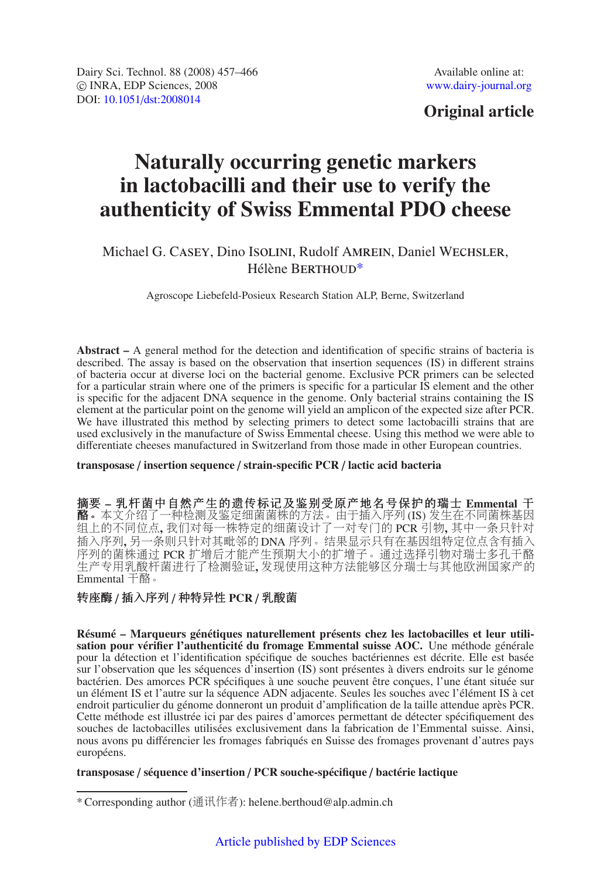Dairy Sci. Technol. 88 (2008) 457–466
© INRA, EDP Sciences, 2008
DOI: 10.1051/dst:2008014

Available online at:
www.dairy-journal.org

**Original article**

# Naturally occurring genetic markers in lactobacilli and their use to verify the authenticity of Swiss Emmental PDO cheese

Michael G. Casey, Dino Isolini, Rudolf Amrein, Daniel Wechsler, Hélène Berthoud*

Agroscope Liebefeld-Posieux Research Station ALP, Berne, Switzerland

**Abstract –** A general method for the detection and identification of specific strains of bacteria is described. The assay is based on the observation that insertion sequences (IS) in different strains of bacteria occur at diverse loci on the bacterial genome. Exclusive PCR primers can be selected for a particular strain where one of the primers is specific for a particular IS element and the other is specific for the adjacent DNA sequence in the genome. Only bacterial strains containing the IS element at the particular point on the genome will yield an amplicon of the expected size after PCR. We have illustrated this method by selecting primers to detect some lactobacilli strains that are used exclusively in the manufacture of Swiss Emmental cheese. Using this method we were able to differentiate cheeses manufactured in Switzerland from those made in other European countries.

**transposase / insertion sequence / strain-specific PCR / lactic acid bacteria**

**摘要 – 乳杆菌中自然产生的遗传标记及鉴别受原产地名号保护的瑞士 Emmental 干酪。**本文介绍了一种检测及鉴定细菌菌株的方法。由于插入序列 (IS) 发生在不同菌株基因组上的不同位点, 我们对每一株特定的细菌设计了一对专门的 PCR 引物, 其中一条只针对插入序列, 另一条则只针对其毗邻的 DNA 序列。结果显示只有在基因组特定位点含有插入序列的菌株通过 PCR 扩增后才能产生预期大小的扩增子。通过选择引物对瑞士多孔干酪生产专用乳酸杆菌进行了检测验证, 发现使用这种方法能够区分瑞士与其他欧洲国家产的 Emmental 干酪。

**转座酶 / 插入序列 / 种特异性 PCR / 乳酸菌**

**Résumé – Marqueurs génétiques naturellement présents chez les lactobacilles et leur utilisation pour vérifier l'authenticité du fromage Emmental suisse AOC.** Une méthode générale pour la détection et l'identification spécifique de souches bactériennes est décrite. Elle est basée sur l'observation que les séquences d'insertion (IS) sont présentes à divers endroits sur le génome bactérien. Des amorces PCR spécifiques à une souche peuvent être conçues, l'une étant située sur un élément IS et l'autre sur la séquence ADN adjacente. Seules les souches avec l'élément IS à cet endroit particulier du génome donneront un produit d'amplification de la taille attendue après PCR. Cette méthode est illustrée ici par des paires d'amorces permettant de détecter spécifiquement des souches de lactobacilles utilisées exclusivement dans la fabrication de l'Emmental suisse. Ainsi, nous avons pu différencier les fromages fabriqués en Suisse des fromages provenant d'autres pays européens.

**transposase / séquence d'insertion / PCR souche-spécifique / bactérie lactique**

* Corresponding author (通讯作者): helene.berthoud@alp.admin.ch

Article published by EDP Sciences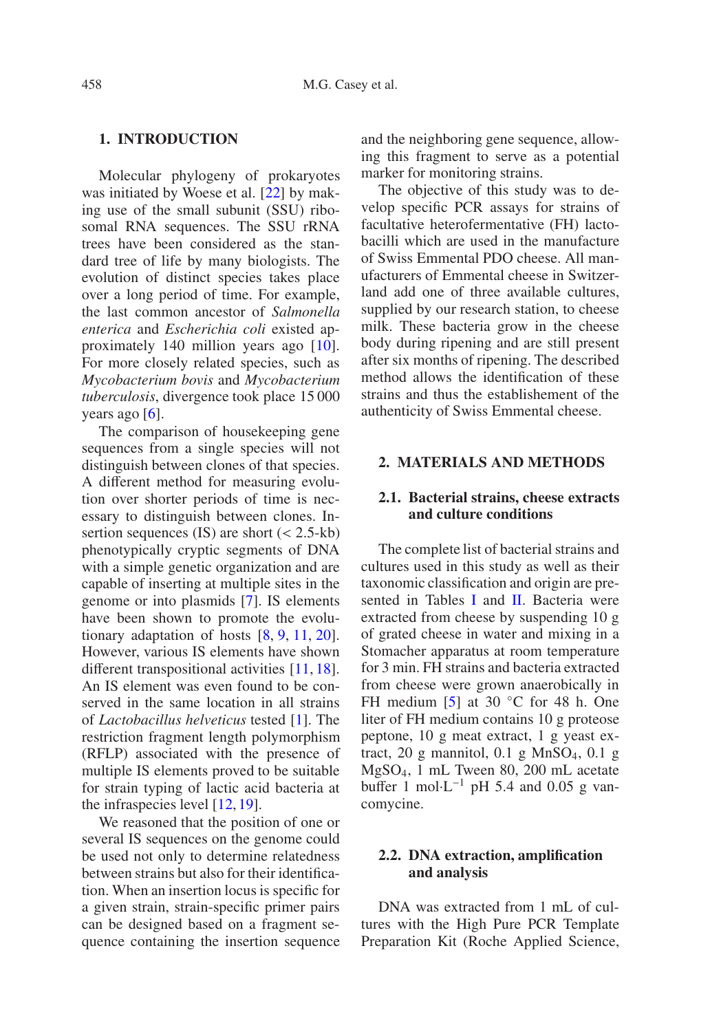## 1. INTRODUCTION

Molecular phylogeny of prokaryotes was initiated by Woese et al. [22] by making use of the small subunit (SSU) ribosomal RNA sequences. The SSU rRNA trees have been considered as the standard tree of life by many biologists. The evolution of distinct species takes place over a long period of time. For example, the last common ancestor of *Salmonella enterica* and *Escherichia coli* existed approximately 140 million years ago [10]. For more closely related species, such as *Mycobacterium bovis* and *Mycobacterium tuberculosis*, divergence took place 15 000 years ago [6].

The comparison of housekeeping gene sequences from a single species will not distinguish between clones of that species. A different method for measuring evolution over shorter periods of time is necessary to distinguish between clones. Insertion sequences (IS) are short (< 2.5-kb) phenotypically cryptic segments of DNA with a simple genetic organization and are capable of inserting at multiple sites in the genome or into plasmids [7]. IS elements have been shown to promote the evolutionary adaptation of hosts [8, 9, 11, 20]. However, various IS elements have shown different transpositional activities [11, 18]. An IS element was even found to be conserved in the same location in all strains of *Lactobacillus helveticus* tested [1]. The restriction fragment length polymorphism (RFLP) associated with the presence of multiple IS elements proved to be suitable for strain typing of lactic acid bacteria at the infraspecies level [12, 19].

We reasoned that the position of one or several IS sequences on the genome could be used not only to determine relatedness between strains but also for their identification. When an insertion locus is specific for a given strain, strain-specific primer pairs can be designed based on a fragment sequence containing the insertion sequence and the neighboring gene sequence, allowing this fragment to serve as a potential marker for monitoring strains.

The objective of this study was to develop specific PCR assays for strains of facultative heterofermentative (FH) lactobacilli which are used in the manufacture of Swiss Emmental PDO cheese. All manufacturers of Emmental cheese in Switzerland add one of three available cultures, supplied by our research station, to cheese milk. These bacteria grow in the cheese body during ripening and are still present after six months of ripening. The described method allows the identification of these strains and thus the establishement of the authenticity of Swiss Emmental cheese.

## 2. MATERIALS AND METHODS

### 2.1. Bacterial strains, cheese extracts and culture conditions

The complete list of bacterial strains and cultures used in this study as well as their taxonomic classification and origin are presented in Tables I and II. Bacteria were extracted from cheese by suspending 10 g of grated cheese in water and mixing in a Stomacher apparatus at room temperature for 3 min. FH strains and bacteria extracted from cheese were grown anaerobically in FH medium [5] at 30 °C for 48 h. One liter of FH medium contains 10 g proteose peptone, 10 g meat extract, 1 g yeast extract, 20 g mannitol, 0.1 g $MnSO_4$, 0.1 g $MgSO_4$, 1 mL Tween 80, 200 mL acetate buffer 1 $mol \cdot L^{-1}$ pH 5.4 and 0.05 g vancomycine.

### 2.2. DNA extraction, amplification and analysis

DNA was extracted from 1 mL of cultures with the High Pure PCR Template Preparation Kit (Roche Applied Science,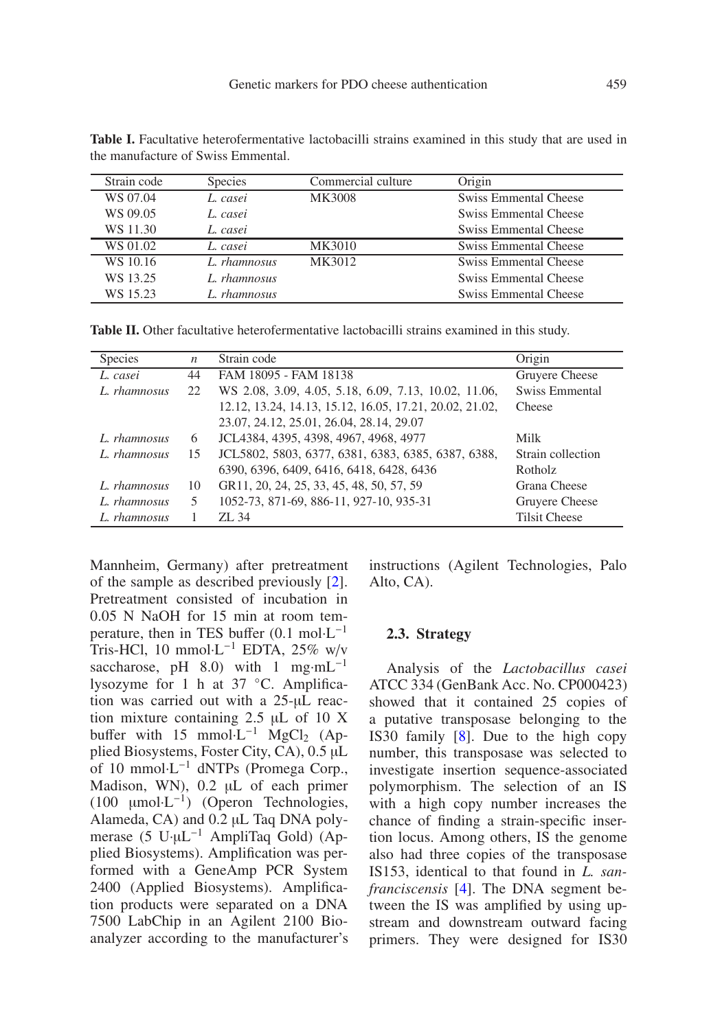**Table I.** Facultative heterofermentative lactobacilli strains examined in this study that are used in the manufacture of Swiss Emmental.

| Strain code | Species | Commercial culture | Origin |
|---|---|---|---|
| WS 07.04 | *L. casei* | MK3008 | Swiss Emmental Cheese |
| WS 09.05 | *L. casei* | | Swiss Emmental Cheese |
| WS 11.30 | *L. casei* | | Swiss Emmental Cheese |
| WS 01.02 | *L. casei* | MK3010 | Swiss Emmental Cheese |
| WS 10.16 | *L. rhamnosus* | MK3012 | Swiss Emmental Cheese |
| WS 13.25 | *L. rhamnosus* | | Swiss Emmental Cheese |
| WS 15.23 | *L. rhamnosus* | | Swiss Emmental Cheese |

**Table II.** Other facultative heterofermentative lactobacilli strains examined in this study.

| Species | *n* | Strain code | Origin |
|---|---|---|---|
| *L. casei* | 44 | FAM 18095 - FAM 18138 | Gruyere Cheese |
| *L. rhamnosus* | 22 | WS 2.08, 3.09, 4.05, 5.18, 6.09, 7.13, 10.02, 11.06, 12.12, 13.24, 14.13, 15.12, 16.05, 17.21, 20.02, 21.02, 23.07, 24.12, 25.01, 26.04, 28.14, 29.07 | Swiss Emmental Cheese |
| *L. rhamnosus* | 6 | JCL4384, 4395, 4398, 4967, 4968, 4977 | Milk |
| *L. rhamnosus* | 15 | JCL5802, 5803, 6377, 6381, 6383, 6385, 6387, 6388, 6390, 6396, 6409, 6416, 6418, 6428, 6436 | Strain collection Rotholz |
| *L. rhamnosus* | 10 | GR11, 20, 24, 25, 33, 45, 48, 50, 57, 59 | Grana Cheese |
| *L. rhamnosus* | 5 | 1052-73, 871-69, 886-11, 927-10, 935-31 | Gruyere Cheese |
| *L. rhamnosus* | 1 | ZL 34 | Tilsit Cheese |

Mannheim, Germany) after pretreatment of the sample as described previously [2]. Pretreatment consisted of incubation in 0.05 N NaOH for 15 min at room temperature, then in TES buffer (0.1 mol·L$^{-1}$ Tris-HCl, 10 mmol·L$^{-1}$ EDTA, 25% w/v saccharose, pH 8.0) with 1 mg·mL$^{-1}$ lysozyme for 1 h at 37 °C. Amplification was carried out with a 25-μL reaction mixture containing 2.5 μL of 10 X buffer with 15 mmol·L$^{-1}$ $MgCl_2$ (Applied Biosystems, Foster City, CA), 0.5 μL of 10 mmol·L$^{-1}$ dNTPs (Promega Corp., Madison, WN), 0.2 μL of each primer (100 μmol·L$^{-1}$) (Operon Technologies, Alameda, CA) and 0.2 μL Taq DNA polymerase (5 U·μL$^{-1}$ AmpliTaq Gold) (Applied Biosystems). Amplification was performed with a GeneAmp PCR System 2400 (Applied Biosystems). Amplification products were separated on a DNA 7500 LabChip in an Agilent 2100 Bioanalyzer according to the manufacturer's instructions (Agilent Technologies, Palo Alto, CA).

### 2.3. Strategy

Analysis of the *Lactobacillus casei* ATCC 334 (GenBank Acc. No. CP000423) showed that it contained 25 copies of a putative transposase belonging to the IS30 family [8]. Due to the high copy number, this transposase was selected to investigate insertion sequence-associated polymorphism. The selection of an IS with a high copy number increases the chance of finding a strain-specific insertion locus. Among others, IS the genome also had three copies of the transposase IS153, identical to that found in *L. sanfranciscensis* [4]. The DNA segment between the IS was amplified by using upstream and downstream outward facing primers. They were designed for IS30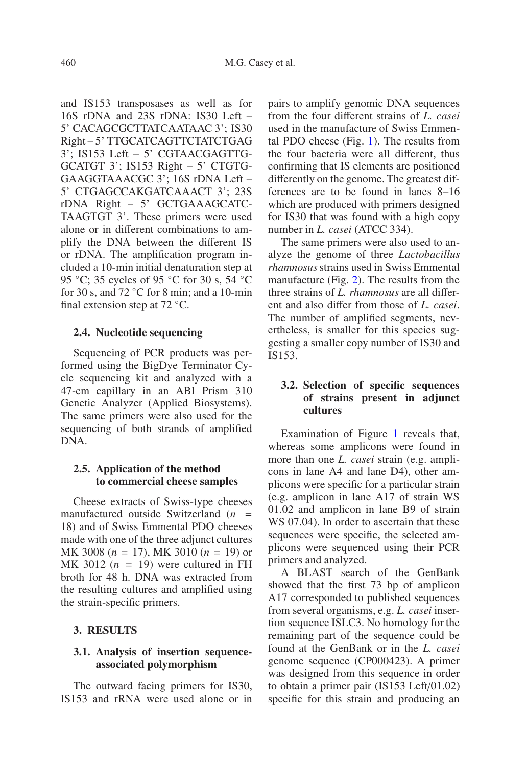and IS153 transposases as well as for 16S rDNA and 23S rDNA: IS30 Left – 5' CACAGCGCTTATCAATAAC 3'; IS30 Right – 5' TTGCATCAGTTCTATCTGAG 3'; IS153 Left – 5' CGTAACGAGTTGGCATGT 3'; IS153 Right – 5' CTGTGGAAGGTAAACGC 3'; 16S rDNA Left – 5' CTGAGCCAKGATCAAACT 3'; 23S rDNA Right – 5' GCTGAAAGCATCTAAGTGT 3'. These primers were used alone or in different combinations to amplify the DNA between the different IS or rDNA. The amplification program included a 10-min initial denaturation step at 95 °C; 35 cycles of 95 °C for 30 s, 54 °C for 30 s, and 72 °C for 8 min; and a 10-min final extension step at 72 °C.

### 2.4. Nucleotide sequencing

Sequencing of PCR products was performed using the BigDye Terminator Cycle sequencing kit and analyzed with a 47-cm capillary in an ABI Prism 310 Genetic Analyzer (Applied Biosystems). The same primers were also used for the sequencing of both strands of amplified DNA.

### 2.5. Application of the method to commercial cheese samples

Cheese extracts of Swiss-type cheeses manufactured outside Switzerland ($n$ = 18) and of Swiss Emmental PDO cheeses made with one of the three adjunct cultures MK 3008 ($n$ = 17), MK 3010 ($n$ = 19) or MK 3012 ($n$ = 19) were cultured in FH broth for 48 h. DNA was extracted from the resulting cultures and amplified using the strain-specific primers.

## 3. RESULTS

### 3.1. Analysis of insertion sequence-associated polymorphism

The outward facing primers for IS30, IS153 and rRNA were used alone or in pairs to amplify genomic DNA sequences from the four different strains of *L. casei* used in the manufacture of Swiss Emmental PDO cheese (Fig. 1). The results from the four bacteria were all different, thus confirming that IS elements are positioned differently on the genome. The greatest differences are to be found in lanes 8–16 which are produced with primers designed for IS30 that was found with a high copy number in *L. casei* (ATCC 334).

The same primers were also used to analyze the genome of three *Lactobacillus rhamnosus* strains used in Swiss Emmental manufacture (Fig. 2). The results from the three strains of *L. rhamnosus* are all different and also differ from those of *L. casei*. The number of amplified segments, nevertheless, is smaller for this species suggesting a smaller copy number of IS30 and IS153.

### 3.2. Selection of specific sequences of strains present in adjunct cultures

Examination of Figure 1 reveals that, whereas some amplicons were found in more than one *L. casei* strain (e.g. amplicons in lane A4 and lane D4), other amplicons were specific for a particular strain (e.g. amplicon in lane A17 of strain WS 01.02 and amplicon in lane B9 of strain WS 07.04). In order to ascertain that these sequences were specific, the selected amplicons were sequenced using their PCR primers and analyzed.

A BLAST search of the GenBank showed that the first 73 bp of amplicon A17 corresponded to published sequences from several organisms, e.g. *L. casei* insertion sequence ISLC3. No homology for the remaining part of the sequence could be found at the GenBank or in the *L. casei* genome sequence (CP000423). A primer was designed from this sequence in order to obtain a primer pair (IS153 Left/01.02) specific for this strain and producing an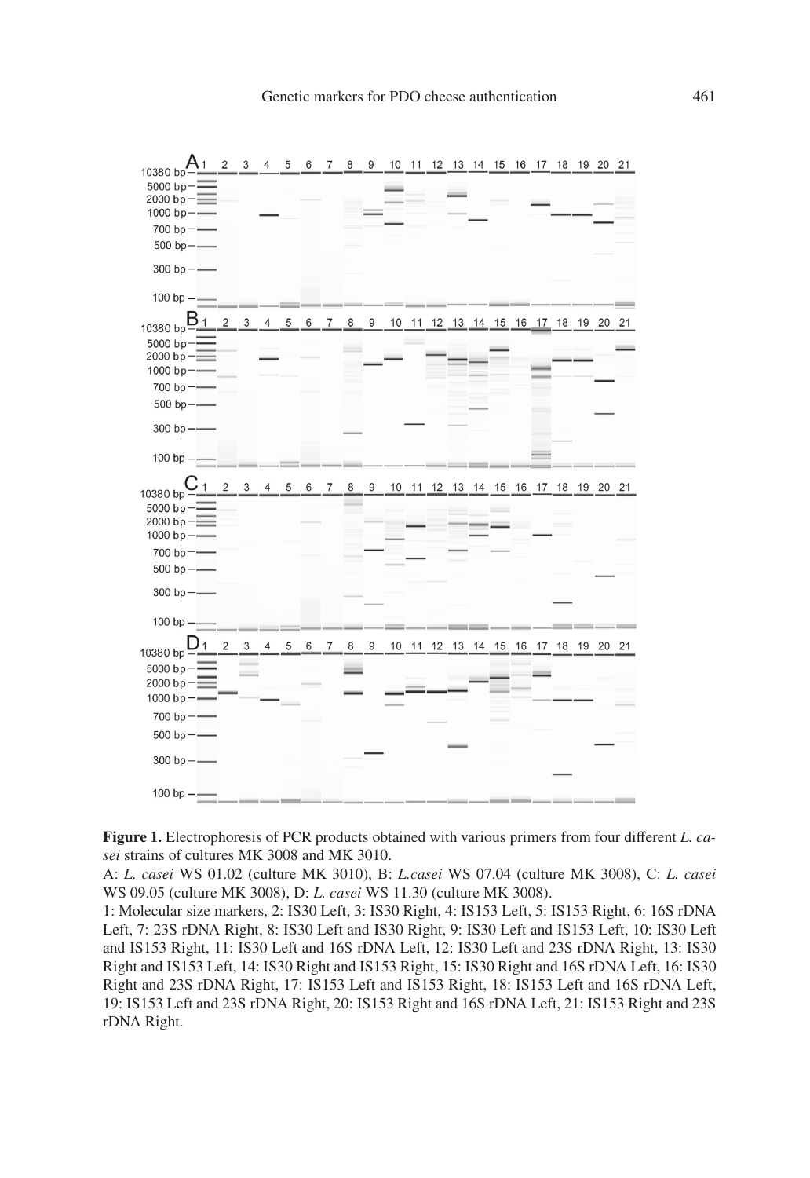**Figure 1.** Electrophoresis of PCR products obtained with various primers from four different *L. casei* strains of cultures MK 3008 and MK 3010.

A: *L. casei* WS 01.02 (culture MK 3010), B: *L.casei* WS 07.04 (culture MK 3008), C: *L. casei* WS 09.05 (culture MK 3008), D: *L. casei* WS 11.30 (culture MK 3008).

1: Molecular size markers, 2: IS30 Left, 3: IS30 Right, 4: IS153 Left, 5: IS153 Right, 6: 16S rDNA Left, 7: 23S rDNA Right, 8: IS30 Left and IS30 Right, 9: IS30 Left and IS153 Left, 10: IS30 Left and IS153 Right, 11: IS30 Left and 16S rDNA Left, 12: IS30 Left and 23S rDNA Right, 13: IS30 Right and IS153 Left, 14: IS30 Right and IS153 Right, 15: IS30 Right and 16S rDNA Left, 16: IS30 Right and 23S rDNA Right, 17: IS153 Left and IS153 Right, 18: IS153 Left and 16S rDNA Left, 19: IS153 Left and 23S rDNA Right, 20: IS153 Right and 16S rDNA Left, 21: IS153 Right and 23S rDNA Right.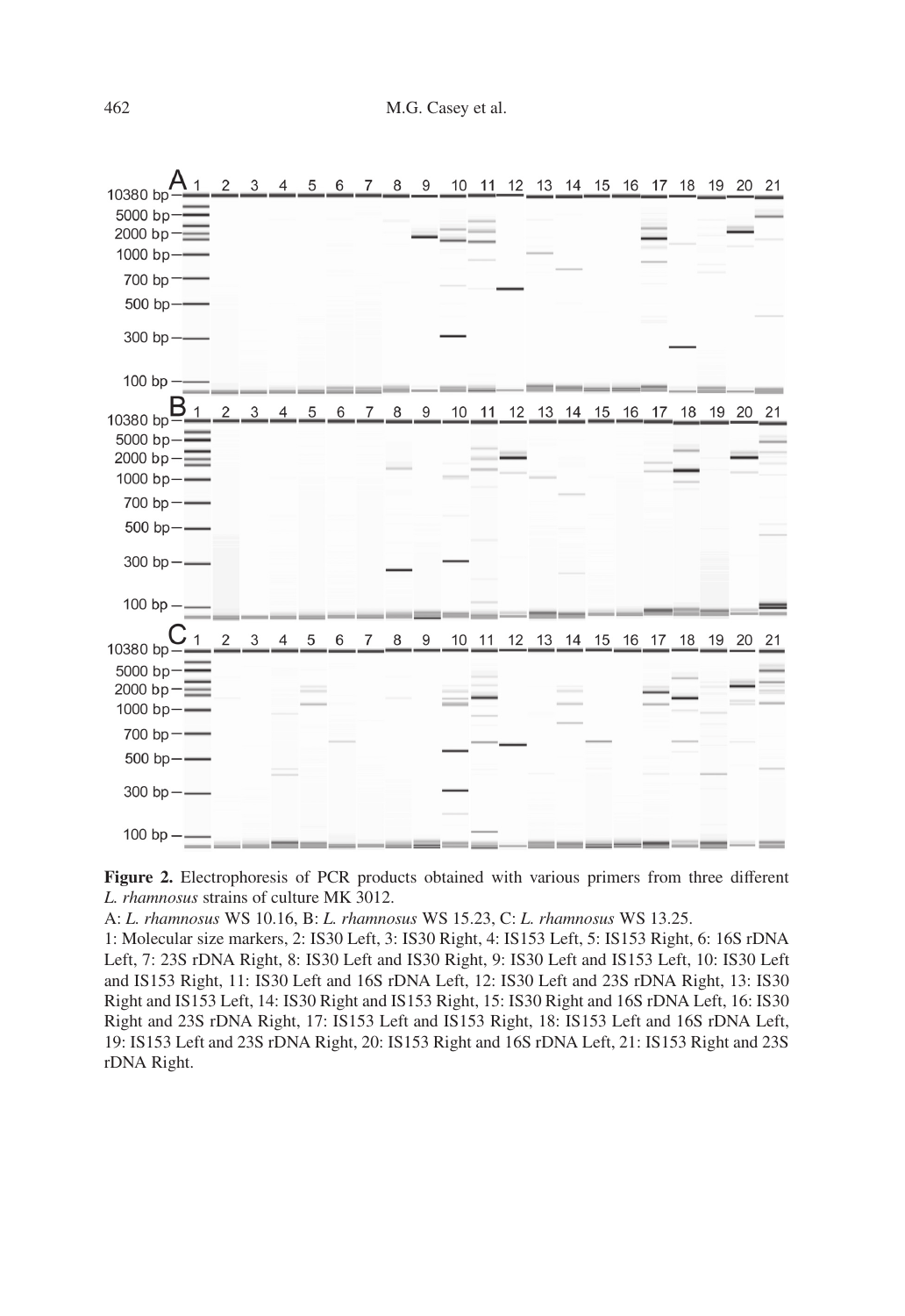**Figure 2.** Electrophoresis of PCR products obtained with various primers from three different *L. rhamnosus* strains of culture MK 3012.

A: *L. rhamnosus* WS 10.16, B: *L. rhamnosus* WS 15.23, C: *L. rhamnosus* WS 13.25.

1: Molecular size markers, 2: IS30 Left, 3: IS30 Right, 4: IS153 Left, 5: IS153 Right, 6: 16S rDNA Left, 7: 23S rDNA Right, 8: IS30 Left and IS30 Right, 9: IS30 Left and IS153 Left, 10: IS30 Left and IS153 Right, 11: IS30 Left and 16S rDNA Left, 12: IS30 Left and 23S rDNA Right, 13: IS30 Right and IS153 Left, 14: IS30 Right and IS153 Right, 15: IS30 Right and 16S rDNA Left, 16: IS30 Right and 23S rDNA Right, 17: IS153 Left and IS153 Right, 18: IS153 Left and 16S rDNA Left, 19: IS153 Left and 23S rDNA Right, 20: IS153 Right and 16S rDNA Left, 21: IS153 Right and 23S rDNA Right.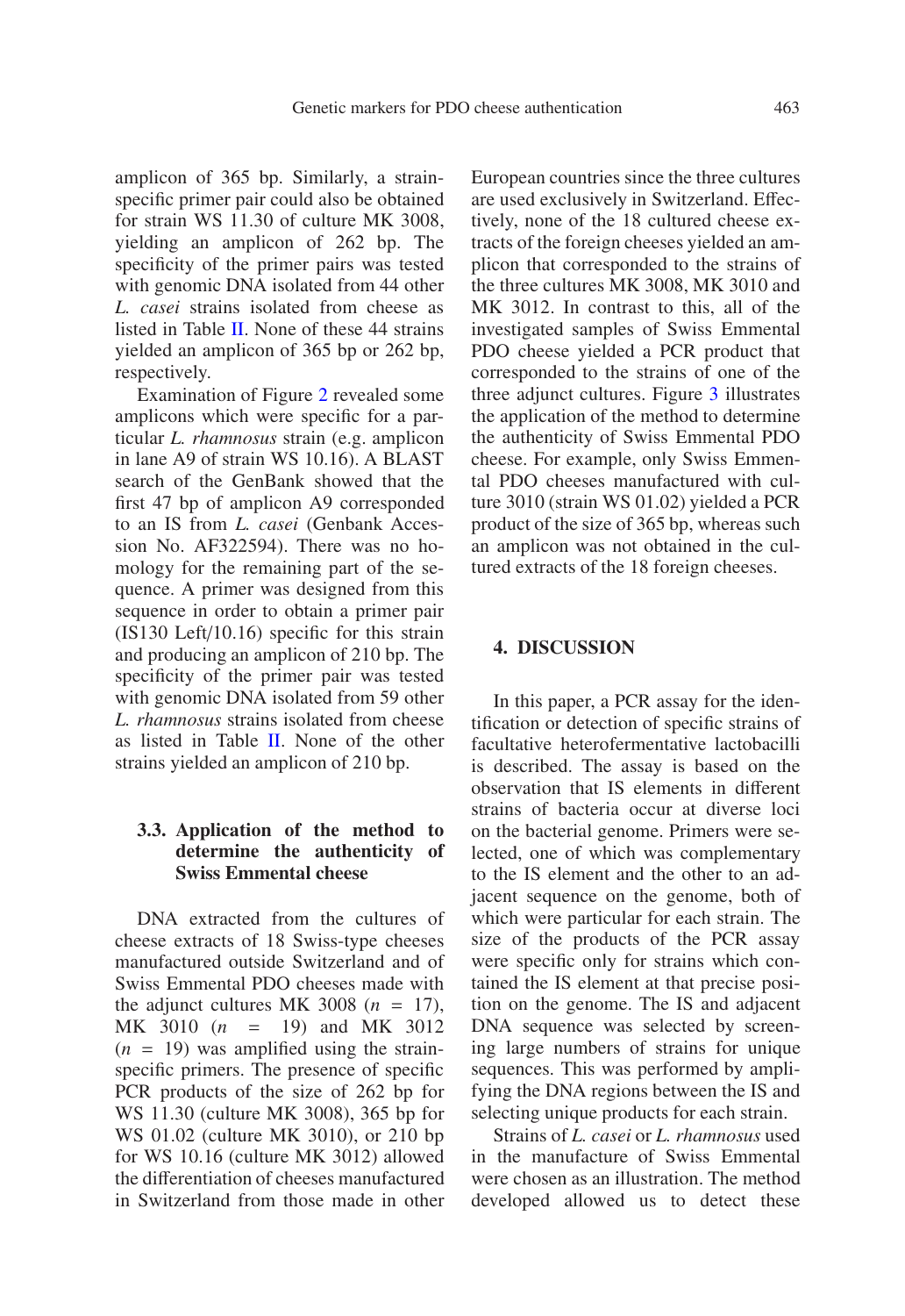amplicon of 365 bp. Similarly, a strain-specific primer pair could also be obtained for strain WS 11.30 of culture MK 3008, yielding an amplicon of 262 bp. The specificity of the primer pairs was tested with genomic DNA isolated from 44 other *L. casei* strains isolated from cheese as listed in Table II. None of these 44 strains yielded an amplicon of 365 bp or 262 bp, respectively.

Examination of Figure 2 revealed some amplicons which were specific for a particular *L. rhamnosus* strain (e.g. amplicon in lane A9 of strain WS 10.16). A BLAST search of the GenBank showed that the first 47 bp of amplicon A9 corresponded to an IS from *L. casei* (Genbank Accession No. AF322594). There was no homology for the remaining part of the sequence. A primer was designed from this sequence in order to obtain a primer pair (IS130 Left/10.16) specific for this strain and producing an amplicon of 210 bp. The specificity of the primer pair was tested with genomic DNA isolated from 59 other *L. rhamnosus* strains isolated from cheese as listed in Table II. None of the other strains yielded an amplicon of 210 bp.

### 3.3. Application of the method to determine the authenticity of Swiss Emmental cheese

DNA extracted from the cultures of cheese extracts of 18 Swiss-type cheeses manufactured outside Switzerland and of Swiss Emmental PDO cheeses made with the adjunct cultures MK 3008 ($n$ = 17), MK 3010 ($n$ = 19) and MK 3012 ($n$ = 19) was amplified using the strain-specific primers. The presence of specific PCR products of the size of 262 bp for WS 11.30 (culture MK 3008), 365 bp for WS 01.02 (culture MK 3010), or 210 bp for WS 10.16 (culture MK 3012) allowed the differentiation of cheeses manufactured in Switzerland from those made in other European countries since the three cultures are used exclusively in Switzerland. Effectively, none of the 18 cultured cheese extracts of the foreign cheeses yielded an amplicon that corresponded to the strains of the three cultures MK 3008, MK 3010 and MK 3012. In contrast to this, all of the investigated samples of Swiss Emmental PDO cheese yielded a PCR product that corresponded to the strains of one of the three adjunct cultures. Figure 3 illustrates the application of the method to determine the authenticity of Swiss Emmental PDO cheese. For example, only Swiss Emmental PDO cheeses manufactured with culture 3010 (strain WS 01.02) yielded a PCR product of the size of 365 bp, whereas such an amplicon was not obtained in the cultured extracts of the 18 foreign cheeses.

## 4. DISCUSSION

In this paper, a PCR assay for the identification or detection of specific strains of facultative heterofermentative lactobacilli is described. The assay is based on the observation that IS elements in different strains of bacteria occur at diverse loci on the bacterial genome. Primers were selected, one of which was complementary to the IS element and the other to an adjacent sequence on the genome, both of which were particular for each strain. The size of the products of the PCR assay were specific only for strains which contained the IS element at that precise position on the genome. The IS and adjacent DNA sequence was selected by screening large numbers of strains for unique sequences. This was performed by amplifying the DNA regions between the IS and selecting unique products for each strain.

Strains of *L. casei* or *L. rhamnosus* used in the manufacture of Swiss Emmental were chosen as an illustration. The method developed allowed us to detect these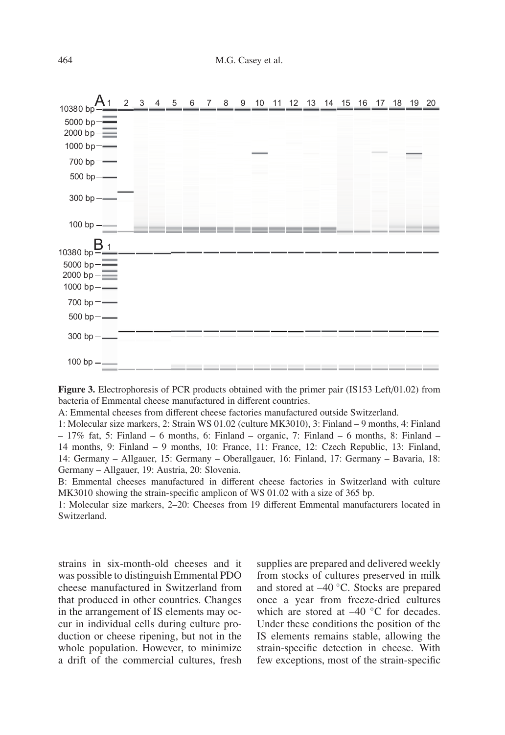**Figure 3.** Electrophoresis of PCR products obtained with the primer pair (IS153 Left/01.02) from bacteria of Emmental cheese manufactured in different countries.

A: Emmental cheeses from different cheese factories manufactured outside Switzerland.

1: Molecular size markers, 2: Strain WS 01.02 (culture MK3010), 3: Finland – 9 months, 4: Finland – 17% fat, 5: Finland – 6 months, 6: Finland – organic, 7: Finland – 6 months, 8: Finland – 14 months, 9: Finland – 9 months, 10: France, 11: France, 12: Czech Republic, 13: Finland, 14: Germany – Allgauer, 15: Germany – Oberallgauer, 16: Finland, 17: Germany – Bavaria, 18: Germany – Allgauer, 19: Austria, 20: Slovenia.

B: Emmental cheeses manufactured in different cheese factories in Switzerland with culture MK3010 showing the strain-specific amplicon of WS 01.02 with a size of 365 bp.

1: Molecular size markers, 2–20: Cheeses from 19 different Emmental manufacturers located in Switzerland.

strains in six-month-old cheeses and it was possible to distinguish Emmental PDO cheese manufactured in Switzerland from that produced in other countries. Changes in the arrangement of IS elements may occur in individual cells during culture production or cheese ripening, but not in the whole population. However, to minimize a drift of the commercial cultures, fresh supplies are prepared and delivered weekly from stocks of cultures preserved in milk and stored at –40 °C. Stocks are prepared once a year from freeze-dried cultures which are stored at –40 °C for decades. Under these conditions the position of the IS elements remains stable, allowing the strain-specific detection in cheese. With few exceptions, most of the strain-specific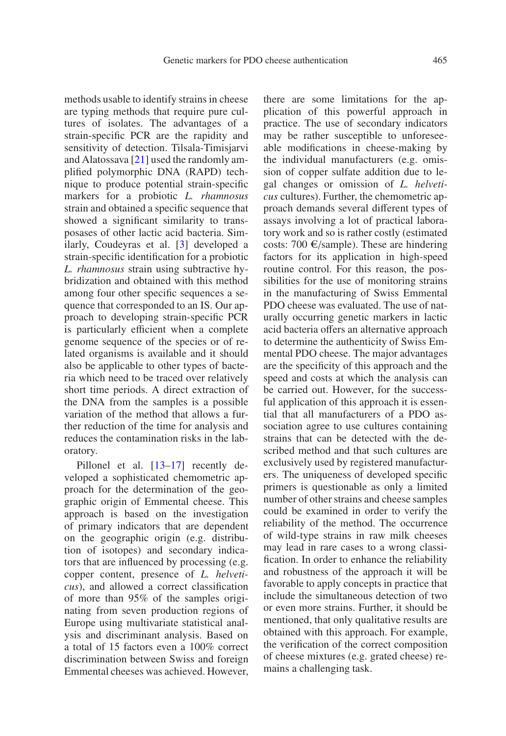methods usable to identify strains in cheese are typing methods that require pure cultures of isolates. The advantages of a strain-specific PCR are the rapidity and sensitivity of detection. Tilsala-Timisjarvi and Alatossava [21] used the randomly amplified polymorphic DNA (RAPD) technique to produce potential strain-specific markers for a probiotic *L. rhamnosus* strain and obtained a specific sequence that showed a significant similarity to transposases of other lactic acid bacteria. Similarly, Coudeyras et al. [3] developed a strain-specific identification for a probiotic *L. rhamnosus* strain using subtractive hybridization and obtained with this method among four other specific sequences a sequence that corresponded to an IS. Our approach to developing strain-specific PCR is particularly efficient when a complete genome sequence of the species or of related organisms is available and it should also be applicable to other types of bacteria which need to be traced over relatively short time periods. A direct extraction of the DNA from the samples is a possible variation of the method that allows a further reduction of the time for analysis and reduces the contamination risks in the laboratory.

Pillonel et al. [13–17] recently developed a sophisticated chemometric approach for the determination of the geographic origin of Emmental cheese. This approach is based on the investigation of primary indicators that are dependent on the geographic origin (e.g. distribution of isotopes) and secondary indicators that are influenced by processing (e.g. copper content, presence of *L. helveticus*), and allowed a correct classification of more than 95% of the samples originating from seven production regions of Europe using multivariate statistical analysis and discriminant analysis. Based on a total of 15 factors even a 100% correct discrimination between Swiss and foreign Emmental cheeses was achieved. However, there are some limitations for the application of this powerful approach in practice. The use of secondary indicators may be rather susceptible to unforeseeable modifications in cheese-making by the individual manufacturers (e.g. omission of copper sulfate addition due to legal changes or omission of *L. helveticus* cultures). Further, the chemometric approach demands several different types of assays involving a lot of practical laboratory work and so is rather costly (estimated costs: 700 €/sample). These are hindering factors for its application in high-speed routine control. For this reason, the possibilities for the use of monitoring strains in the manufacturing of Swiss Emmental PDO cheese was evaluated. The use of naturally occurring genetic markers in lactic acid bacteria offers an alternative approach to determine the authenticity of Swiss Emmental PDO cheese. The major advantages are the specificity of this approach and the speed and costs at which the analysis can be carried out. However, for the successful application of this approach it is essential that all manufacturers of a PDO association agree to use cultures containing strains that can be detected with the described method and that such cultures are exclusively used by registered manufacturers. The uniqueness of developed specific primers is questionable as only a limited number of other strains and cheese samples could be examined in order to verify the reliability of the method. The occurrence of wild-type strains in raw milk cheeses may lead in rare cases to a wrong classification. In order to enhance the reliability and robustness of the approach it will be favorable to apply concepts in practice that include the simultaneous detection of two or even more strains. Further, it should be mentioned, that only qualitative results are obtained with this approach. For example, the verification of the correct composition of cheese mixtures (e.g. grated cheese) remains a challenging task.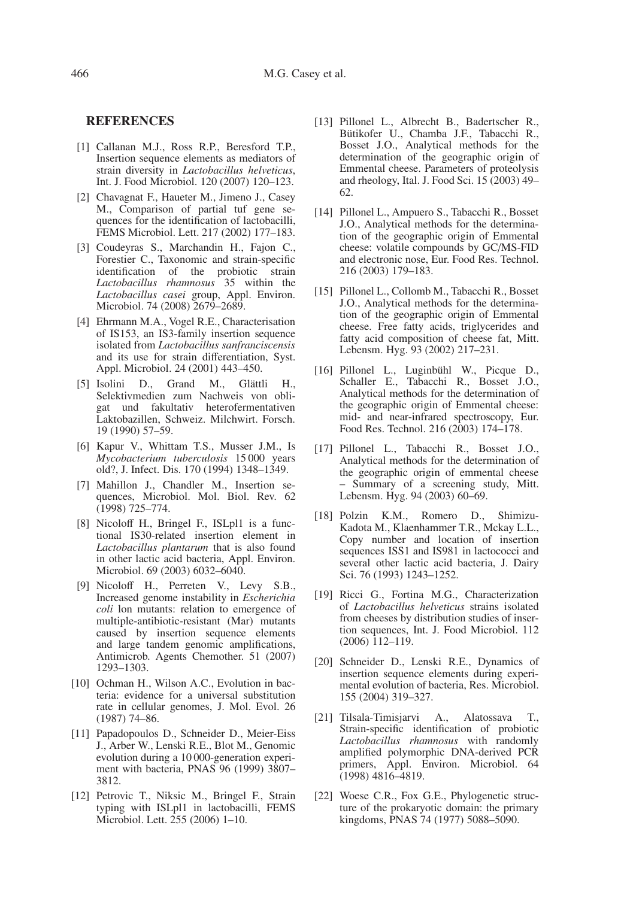## REFERENCES

[1] Callanan M.J., Ross R.P., Beresford T.P., Insertion sequence elements as mediators of strain diversity in *Lactobacillus helveticus*, Int. J. Food Microbiol. 120 (2007) 120–123.

[2] Chavagnat F., Haueter M., Jimeno J., Casey M., Comparison of partial tuf gene sequences for the identification of lactobacilli, FEMS Microbiol. Lett. 217 (2002) 177–183.

[3] Coudeyras S., Marchandin H., Fajon C., Forestier C., Taxonomic and strain-specific identification of the probiotic strain *Lactobacillus rhamnosus* 35 within the *Lactobacillus casei* group, Appl. Environ. Microbiol. 74 (2008) 2679–2689.

[4] Ehrmann M.A., Vogel R.E., Characterisation of IS153, an IS3-family insertion sequence isolated from *Lactobacillus sanfranciscensis* and its use for strain differentiation, Syst. Appl. Microbiol. 24 (2001) 443–450.

[5] Isolini D., Grand M., Glättli H., Selektivmedien zum Nachweis von obligat und fakultativ heterofermentativen Laktobazillen, Schweiz. Milchwirt. Forsch. 19 (1990) 57–59.

[6] Kapur V., Whittam T.S., Musser J.M., Is *Mycobacterium tuberculosis* 15 000 years old?, J. Infect. Dis. 170 (1994) 1348–1349.

[7] Mahillon J., Chandler M., Insertion sequences, Microbiol. Mol. Biol. Rev. 62 (1998) 725–774.

[8] Nicoloff H., Bringel F., ISLpl1 is a functional IS30-related insertion element in *Lactobacillus plantarum* that is also found in other lactic acid bacteria, Appl. Environ. Microbiol. 69 (2003) 6032–6040.

[9] Nicoloff H., Perreten V., Levy S.B., Increased genome instability in *Escherichia coli* lon mutants: relation to emergence of multiple-antibiotic-resistant (Mar) mutants caused by insertion sequence elements and large tandem genomic amplifications, Antimicrob. Agents Chemother. 51 (2007) 1293–1303.

[10] Ochman H., Wilson A.C., Evolution in bacteria: evidence for a universal substitution rate in cellular genomes, J. Mol. Evol. 26 (1987) 74–86.

[11] Papadopoulos D., Schneider D., Meier-Eiss J., Arber W., Lenski R.E., Blot M., Genomic evolution during a 10 000-generation experiment with bacteria, PNAS 96 (1999) 3807–3812.

[12] Petrovic T., Niksic M., Bringel F., Strain typing with ISLpl1 in lactobacilli, FEMS Microbiol. Lett. 255 (2006) 1–10.

[13] Pillonel L., Albrecht B., Badertscher R., Bütikofer U., Chamba J.F., Tabacchi R., Bosset J.O., Analytical methods for the determination of the geographic origin of Emmental cheese. Parameters of proteolysis and rheology, Ital. J. Food Sci. 15 (2003) 49–62.

[14] Pillonel L., Ampuero S., Tabacchi R., Bosset J.O., Analytical methods for the determination of the geographic origin of Emmental cheese: volatile compounds by GC/MS-FID and electronic nose, Eur. Food Res. Technol. 216 (2003) 179–183.

[15] Pillonel L., Collomb M., Tabacchi R., Bosset J.O., Analytical methods for the determination of the geographic origin of Emmental cheese. Free fatty acids, triglycerides and fatty acid composition of cheese fat, Mitt. Lebensm. Hyg. 93 (2002) 217–231.

[16] Pillonel L., Luginbühl W., Picque D., Schaller E., Tabacchi R., Bosset J.O., Analytical methods for the determination of the geographic origin of Emmental cheese: mid- and near-infrared spectroscopy, Eur. Food Res. Technol. 216 (2003) 174–178.

[17] Pillonel L., Tabacchi R., Bosset J.O., Analytical methods for the determination of the geographic origin of emmental cheese – Summary of a screening study, Mitt. Lebensm. Hyg. 94 (2003) 60–69.

[18] Polzin K.M., Romero D., Shimizu-Kadota M., Klaenhammer T.R., Mckay L.L., Copy number and location of insertion sequences ISS1 and IS981 in lactococci and several other lactic acid bacteria, J. Dairy Sci. 76 (1993) 1243–1252.

[19] Ricci G., Fortina M.G., Characterization of *Lactobacillus helveticus* strains isolated from cheeses by distribution studies of insertion sequences, Int. J. Food Microbiol. 112 (2006) 112–119.

[20] Schneider D., Lenski R.E., Dynamics of insertion sequence elements during experimental evolution of bacteria, Res. Microbiol. 155 (2004) 319–327.

[21] Tilsala-Timisjarvi A., Alatossava T., Strain-specific identification of probiotic *Lactobacillus rhamnosus* with randomly amplified polymorphic DNA-derived PCR primers, Appl. Environ. Microbiol. 64 (1998) 4816–4819.

[22] Woese C.R., Fox G.E., Phylogenetic structure of the prokaryotic domain: the primary kingdoms, PNAS 74 (1977) 5088–5090.